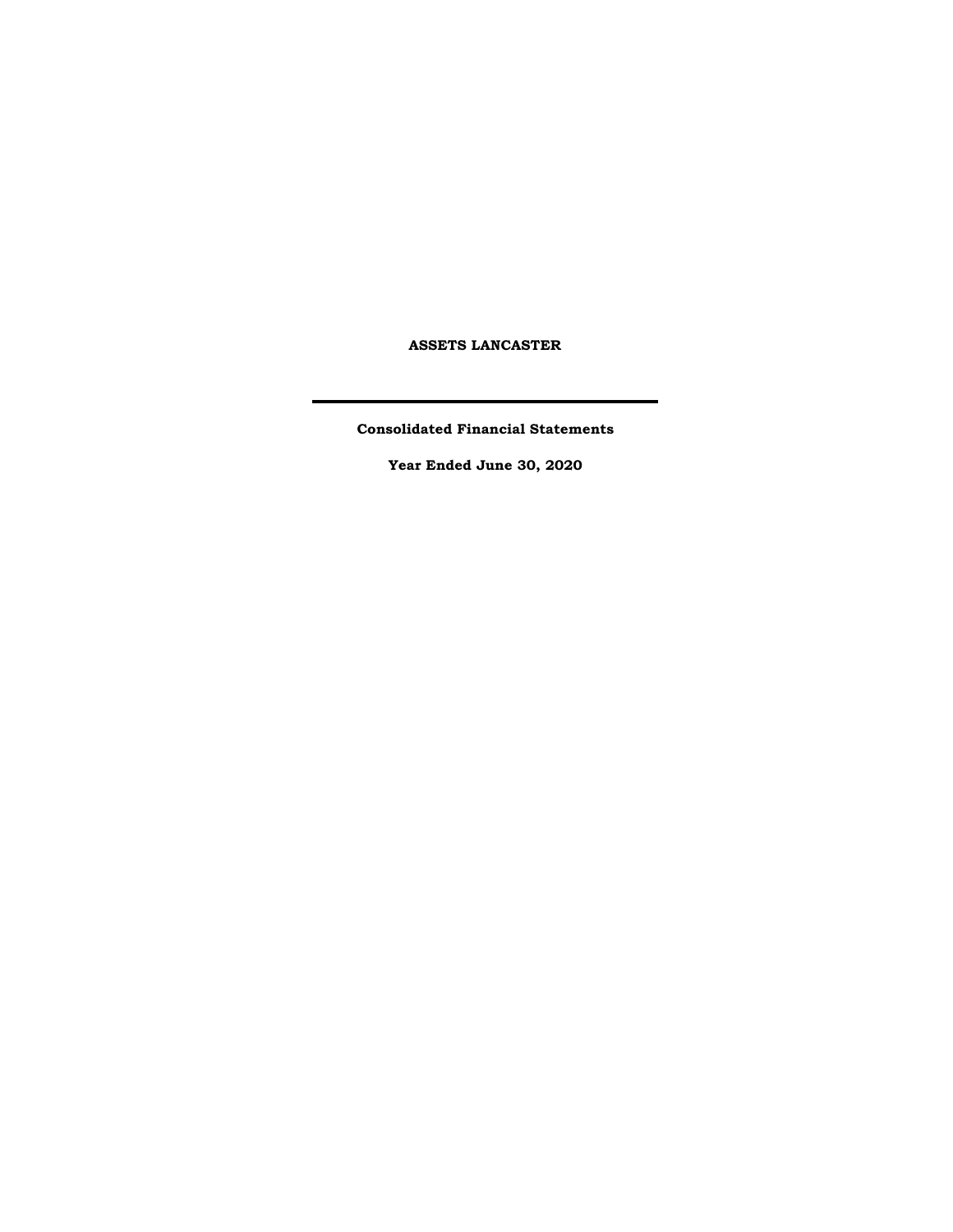# ASSETS LANCASTER

---

**Consolidated Financial Statements**

**Year Ended June 30, 2020**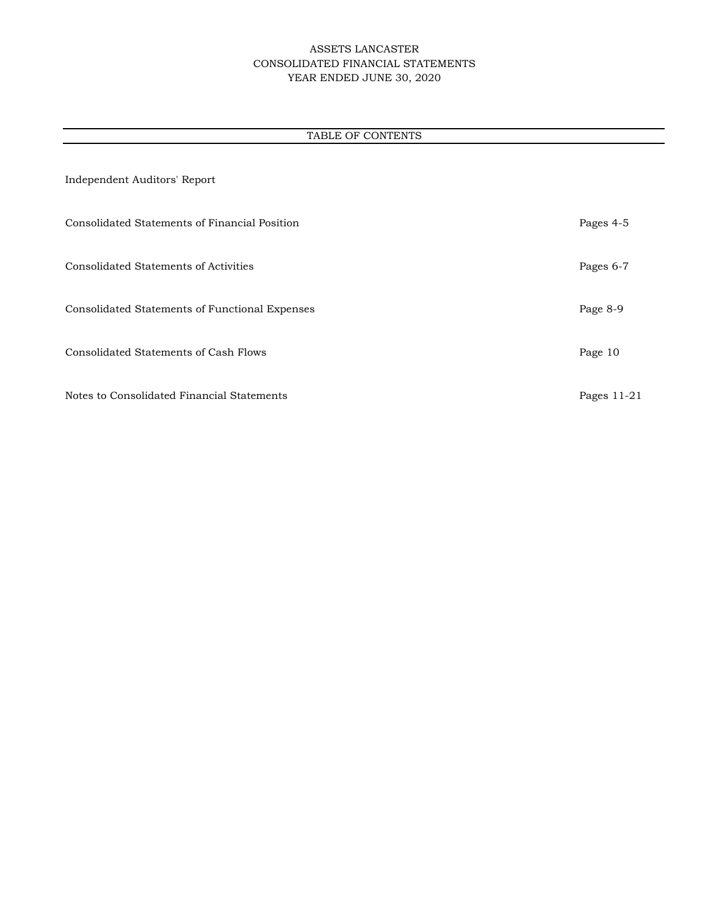# ASSETS LANCASTER
## CONSOLIDATED FINANCIAL STATEMENTS
## YEAR ENDED JUNE 30, 2020

### TABLE OF CONTENTS

| | |
|---|---|
| Independent Auditors' Report | |
| Consolidated Statements of Financial Position | Pages 4-5 |
| Consolidated Statements of Activities | Pages 6-7 |
| Consolidated Statements of Functional Expenses | Page 8-9 |
| Consolidated Statements of Cash Flows | Page 10 |
| Notes to Consolidated Financial Statements | Pages 11-21 |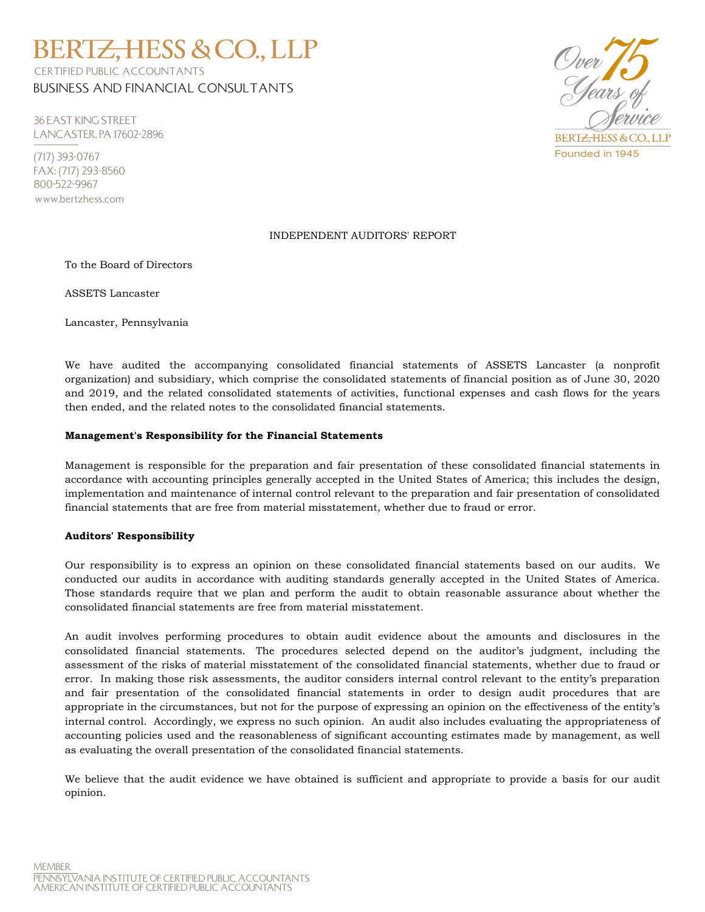# BERTZ, HESS & CO., LLP

CERTIFIED PUBLIC ACCOUNTANTS

BUSINESS AND FINANCIAL CONSULTANTS

36 EAST KING STREET
LANCASTER, PA 17602-2896

(717) 393-0767
FAX: (717) 293-8560
800-522-9967
www.bertzhess.com

Over 75 Years of Service
BERTZ, HESS & CO., LLP
Founded in 1945

INDEPENDENT AUDITORS' REPORT

To the Board of Directors

ASSETS Lancaster

Lancaster, Pennsylvania

We have audited the accompanying consolidated financial statements of ASSETS Lancaster (a nonprofit organization) and subsidiary, which comprise the consolidated statements of financial position as of June 30, 2020 and 2019, and the related consolidated statements of activities, functional expenses and cash flows for the years then ended, and the related notes to the consolidated financial statements.

**Management's Responsibility for the Financial Statements**

Management is responsible for the preparation and fair presentation of these consolidated financial statements in accordance with accounting principles generally accepted in the United States of America; this includes the design, implementation and maintenance of internal control relevant to the preparation and fair presentation of consolidated financial statements that are free from material misstatement, whether due to fraud or error.

**Auditors' Responsibility**

Our responsibility is to express an opinion on these consolidated financial statements based on our audits. We conducted our audits in accordance with auditing standards generally accepted in the United States of America. Those standards require that we plan and perform the audit to obtain reasonable assurance about whether the consolidated financial statements are free from material misstatement.

An audit involves performing procedures to obtain audit evidence about the amounts and disclosures in the consolidated financial statements. The procedures selected depend on the auditor's judgment, including the assessment of the risks of material misstatement of the consolidated financial statements, whether due to fraud or error. In making those risk assessments, the auditor considers internal control relevant to the entity's preparation and fair presentation of the consolidated financial statements in order to design audit procedures that are appropriate in the circumstances, but not for the purpose of expressing an opinion on the effectiveness of the entity's internal control. Accordingly, we express no such opinion. An audit also includes evaluating the appropriateness of accounting policies used and the reasonableness of significant accounting estimates made by management, as well as evaluating the overall presentation of the consolidated financial statements.

We believe that the audit evidence we have obtained is sufficient and appropriate to provide a basis for our audit opinion.

MEMBER
PENNSYLVANIA INSTITUTE OF CERTIFIED PUBLIC ACCOUNTANTS
AMERICAN INSTITUTE OF CERTIFIED PUBLIC ACCOUNTANTS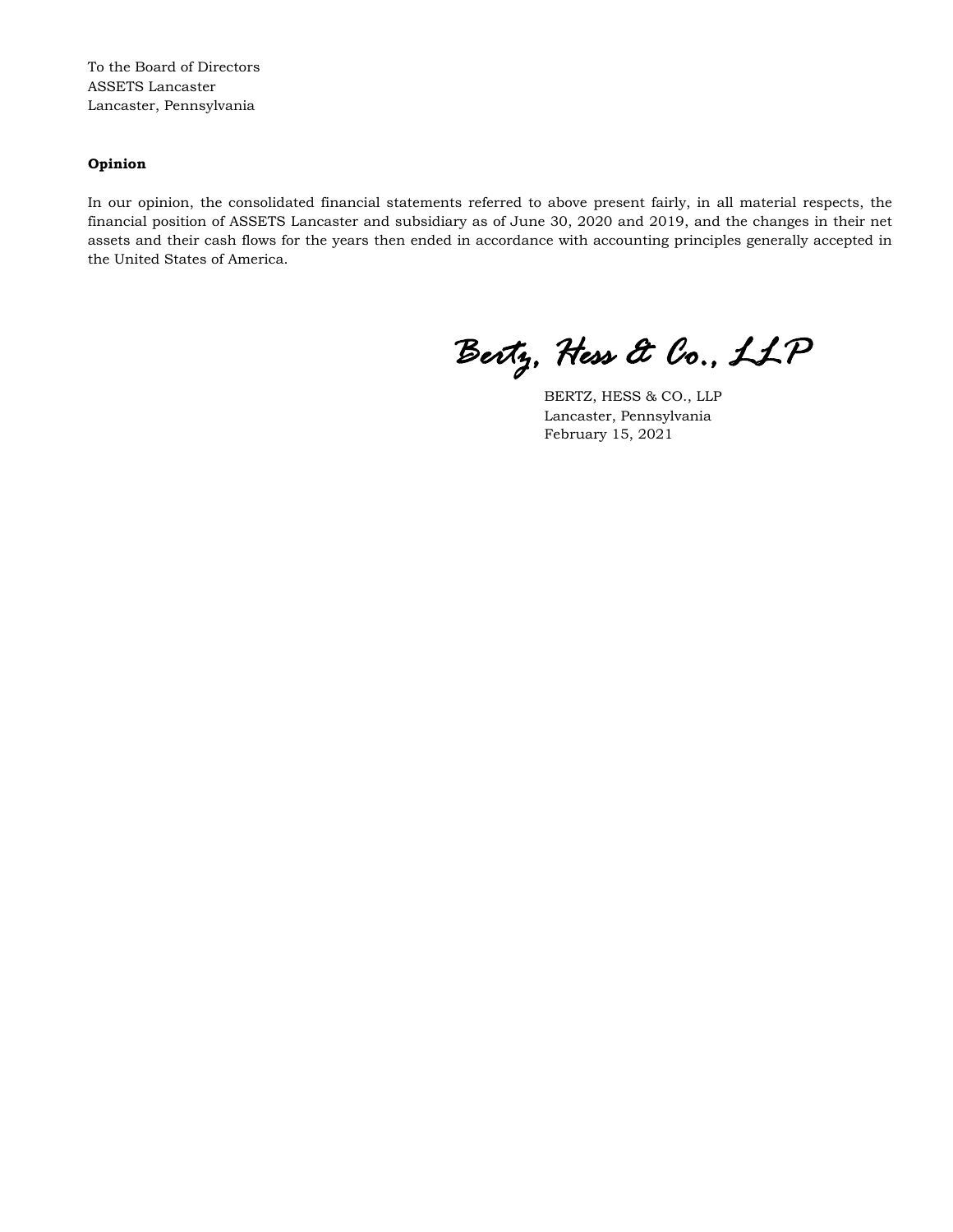To the Board of Directors
ASSETS Lancaster
Lancaster, Pennsylvania

**Opinion**

In our opinion, the consolidated financial statements referred to above present fairly, in all material respects, the financial position of ASSETS Lancaster and subsidiary as of June 30, 2020 and 2019, and the changes in their net assets and their cash flows for the years then ended in accordance with accounting principles generally accepted in the United States of America.

*Bertz, Hess & Co., LLP*

BERTZ, HESS & CO., LLP
Lancaster, Pennsylvania
February 15, 2021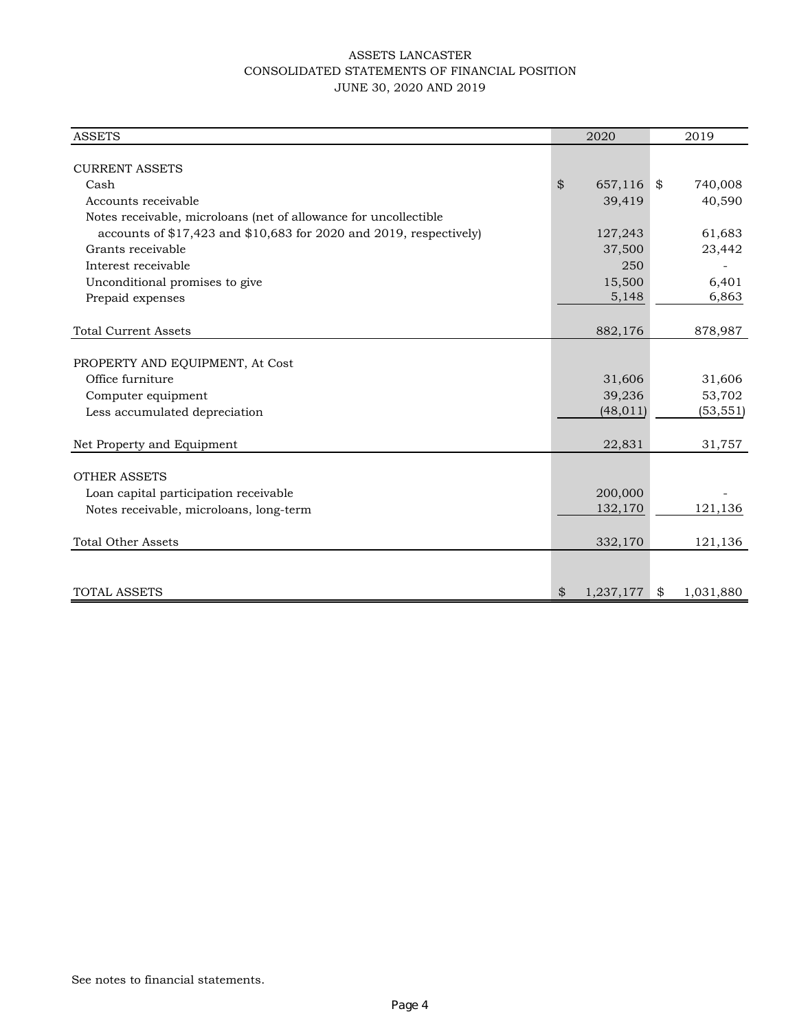# ASSETS LANCASTER

## CONSOLIDATED STATEMENTS OF FINANCIAL POSITION

### JUNE 30, 2020 AND 2019

| ASSETS | 2020 | 2019 |
|---|---|---|
| **CURRENT ASSETS** | | |
| Cash | $ 657,116 | $ 740,008 |
| Accounts receivable | 39,419 | 40,590 |
| Notes receivable, microloans (net of allowance for uncollectible accounts of $17,423 and $10,683 for 2020 and 2019, respectively) | 127,243 | 61,683 |
| Grants receivable | 37,500 | 23,442 |
| Interest receivable | 250 | - |
| Unconditional promises to give | 15,500 | 6,401 |
| Prepaid expenses | 5,148 | 6,863 |
| Total Current Assets | 882,176 | 878,987 |
| **PROPERTY AND EQUIPMENT, At Cost** | | |
| Office furniture | 31,606 | 31,606 |
| Computer equipment | 39,236 | 53,702 |
| Less accumulated depreciation | (48,011) | (53,551) |
| Net Property and Equipment | 22,831 | 31,757 |
| **OTHER ASSETS** | | |
| Loan capital participation receivable | 200,000 | - |
| Notes receivable, microloans, long-term | 132,170 | 121,136 |
| Total Other Assets | 332,170 | 121,136 |
| TOTAL ASSETS | $ 1,237,177 | $ 1,031,880 |

See notes to financial statements.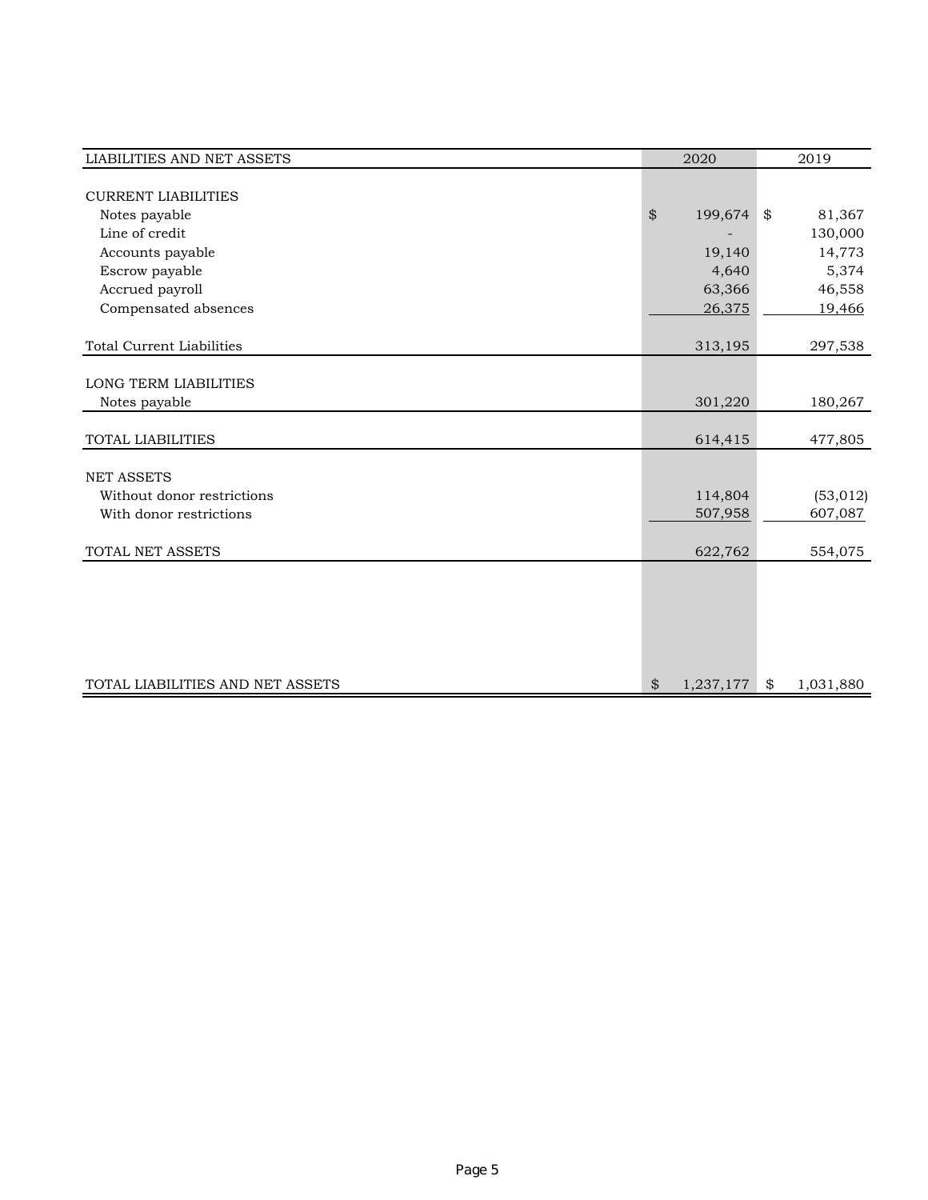| LIABILITIES AND NET ASSETS | 2020 | 2019 |
|---|---|---|
| **CURRENT LIABILITIES** | | |
| Notes payable | $ 199,674 | $ 81,367 |
| Line of credit | - | 130,000 |
| Accounts payable | 19,140 | 14,773 |
| Escrow payable | 4,640 | 5,374 |
| Accrued payroll | 63,366 | 46,558 |
| Compensated absences | 26,375 | 19,466 |
| Total Current Liabilities | 313,195 | 297,538 |
| **LONG TERM LIABILITIES** | | |
| Notes payable | 301,220 | 180,267 |
| TOTAL LIABILITIES | 614,415 | 477,805 |
| **NET ASSETS** | | |
| Without donor restrictions | 114,804 | (53,012) |
| With donor restrictions | 507,958 | 607,087 |
| TOTAL NET ASSETS | 622,762 | 554,075 |
| TOTAL LIABILITIES AND NET ASSETS | $ 1,237,177 | $ 1,031,880 |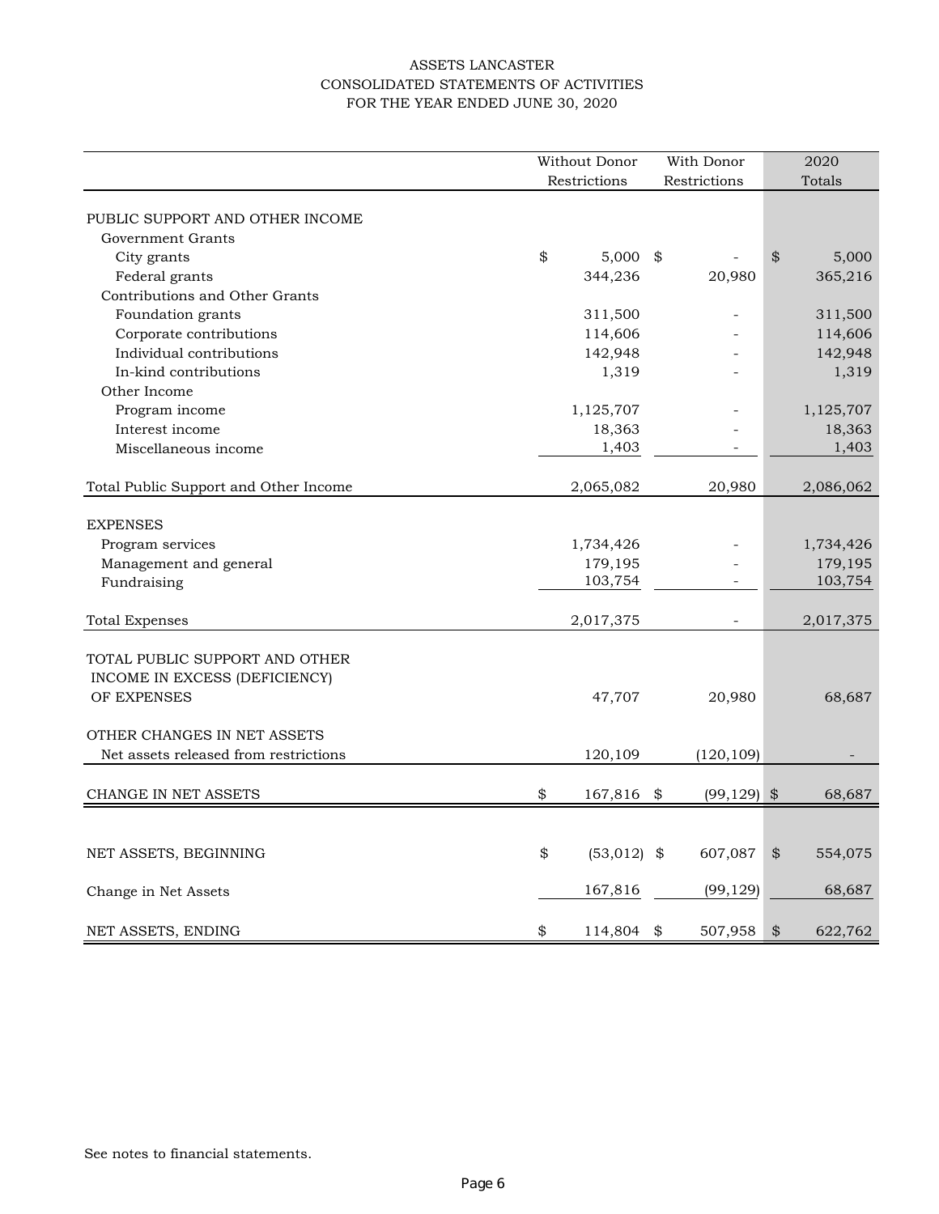# ASSETS LANCASTER
## CONSOLIDATED STATEMENTS OF ACTIVITIES
## FOR THE YEAR ENDED JUNE 30, 2020

| | Without Donor Restrictions | With Donor Restrictions | 2020 Totals |
|---|---|---|---|
| PUBLIC SUPPORT AND OTHER INCOME | | | |
| Government Grants | | | |
| City grants | $ 5,000 | $ - | $ 5,000 |
| Federal grants | 344,236 | 20,980 | 365,216 |
| Contributions and Other Grants | | | |
| Foundation grants | 311,500 | - | 311,500 |
| Corporate contributions | 114,606 | - | 114,606 |
| Individual contributions | 142,948 | - | 142,948 |
| In-kind contributions | 1,319 | - | 1,319 |
| Other Income | | | |
| Program income | 1,125,707 | - | 1,125,707 |
| Interest income | 18,363 | - | 18,363 |
| Miscellaneous income | 1,403 | - | 1,403 |
| Total Public Support and Other Income | 2,065,082 | 20,980 | 2,086,062 |
| EXPENSES | | | |
| Program services | 1,734,426 | - | 1,734,426 |
| Management and general | 179,195 | - | 179,195 |
| Fundraising | 103,754 | - | 103,754 |
| Total Expenses | 2,017,375 | - | 2,017,375 |
| TOTAL PUBLIC SUPPORT AND OTHER INCOME IN EXCESS (DEFICIENCY) OF EXPENSES | 47,707 | 20,980 | 68,687 |
| OTHER CHANGES IN NET ASSETS | | | |
| Net assets released from restrictions | 120,109 | (120,109) | - |
| CHANGE IN NET ASSETS | $ 167,816 | $ (99,129) | $ 68,687 |
| NET ASSETS, BEGINNING | $ (53,012) | $ 607,087 | $ 554,075 |
| Change in Net Assets | 167,816 | (99,129) | 68,687 |
| NET ASSETS, ENDING | $ 114,804 | $ 507,958 | $ 622,762 |

See notes to financial statements.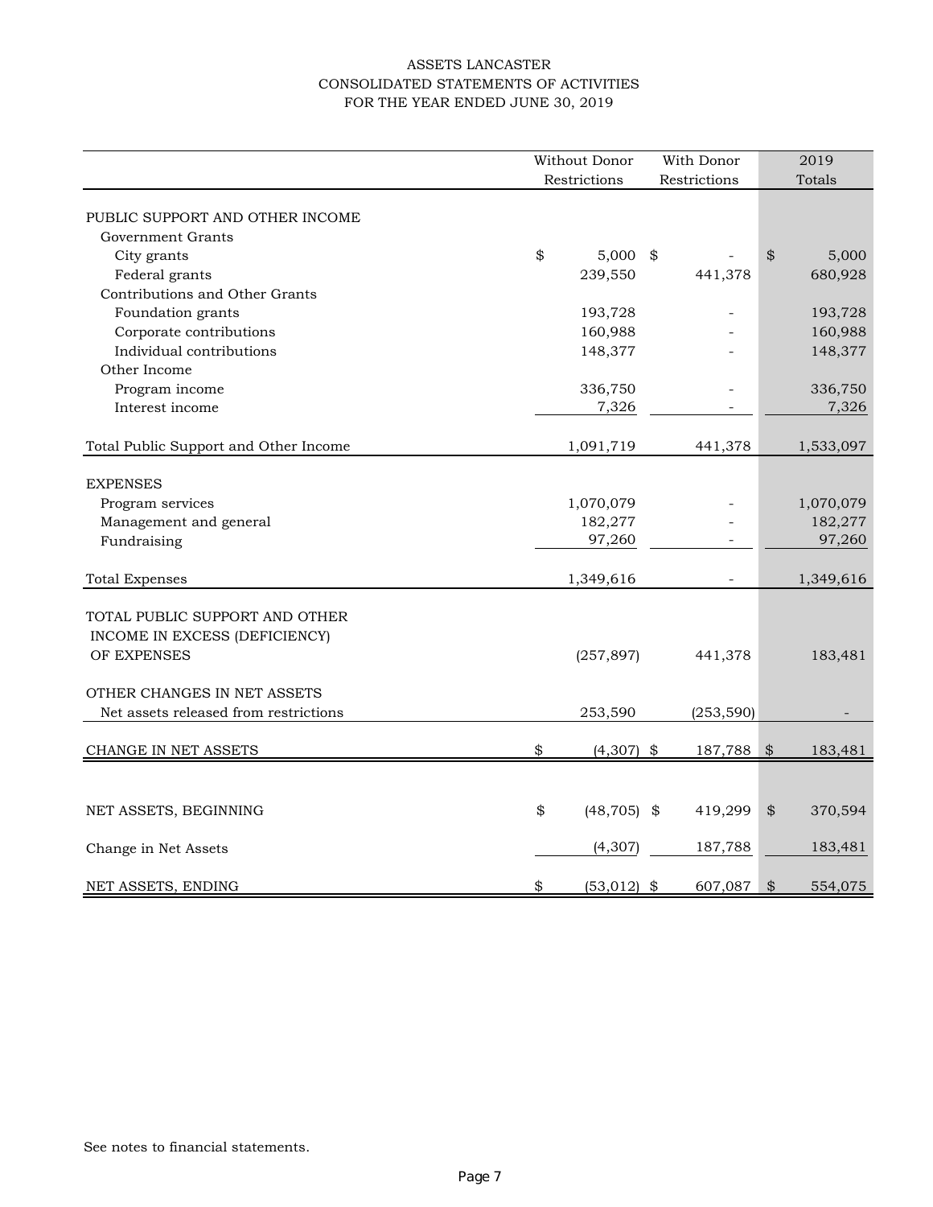# ASSETS LANCASTER
## CONSOLIDATED STATEMENTS OF ACTIVITIES
### FOR THE YEAR ENDED JUNE 30, 2019

| | Without Donor Restrictions | With Donor Restrictions | 2019 Totals |
|---|---|---|---|
| PUBLIC SUPPORT AND OTHER INCOME | | | |
| Government Grants | | | |
| City grants | $ 5,000 | $ - | $ 5,000 |
| Federal grants | 239,550 | 441,378 | 680,928 |
| Contributions and Other Grants | | | |
| Foundation grants | 193,728 | - | 193,728 |
| Corporate contributions | 160,988 | - | 160,988 |
| Individual contributions | 148,377 | - | 148,377 |
| Other Income | | | |
| Program income | 336,750 | - | 336,750 |
| Interest income | 7,326 | - | 7,326 |
| Total Public Support and Other Income | 1,091,719 | 441,378 | 1,533,097 |
| EXPENSES | | | |
| Program services | 1,070,079 | - | 1,070,079 |
| Management and general | 182,277 | - | 182,277 |
| Fundraising | 97,260 | - | 97,260 |
| Total Expenses | 1,349,616 | - | 1,349,616 |
| TOTAL PUBLIC SUPPORT AND OTHER INCOME IN EXCESS (DEFICIENCY) OF EXPENSES | (257,897) | 441,378 | 183,481 |
| OTHER CHANGES IN NET ASSETS | | | |
| Net assets released from restrictions | 253,590 | (253,590) | - |
| CHANGE IN NET ASSETS | $ (4,307) | $ 187,788 | $ 183,481 |
| NET ASSETS, BEGINNING | $ (48,705) | $ 419,299 | $ 370,594 |
| Change in Net Assets | (4,307) | 187,788 | 183,481 |
| NET ASSETS, ENDING | $ (53,012) | $ 607,087 | $ 554,075 |

See notes to financial statements.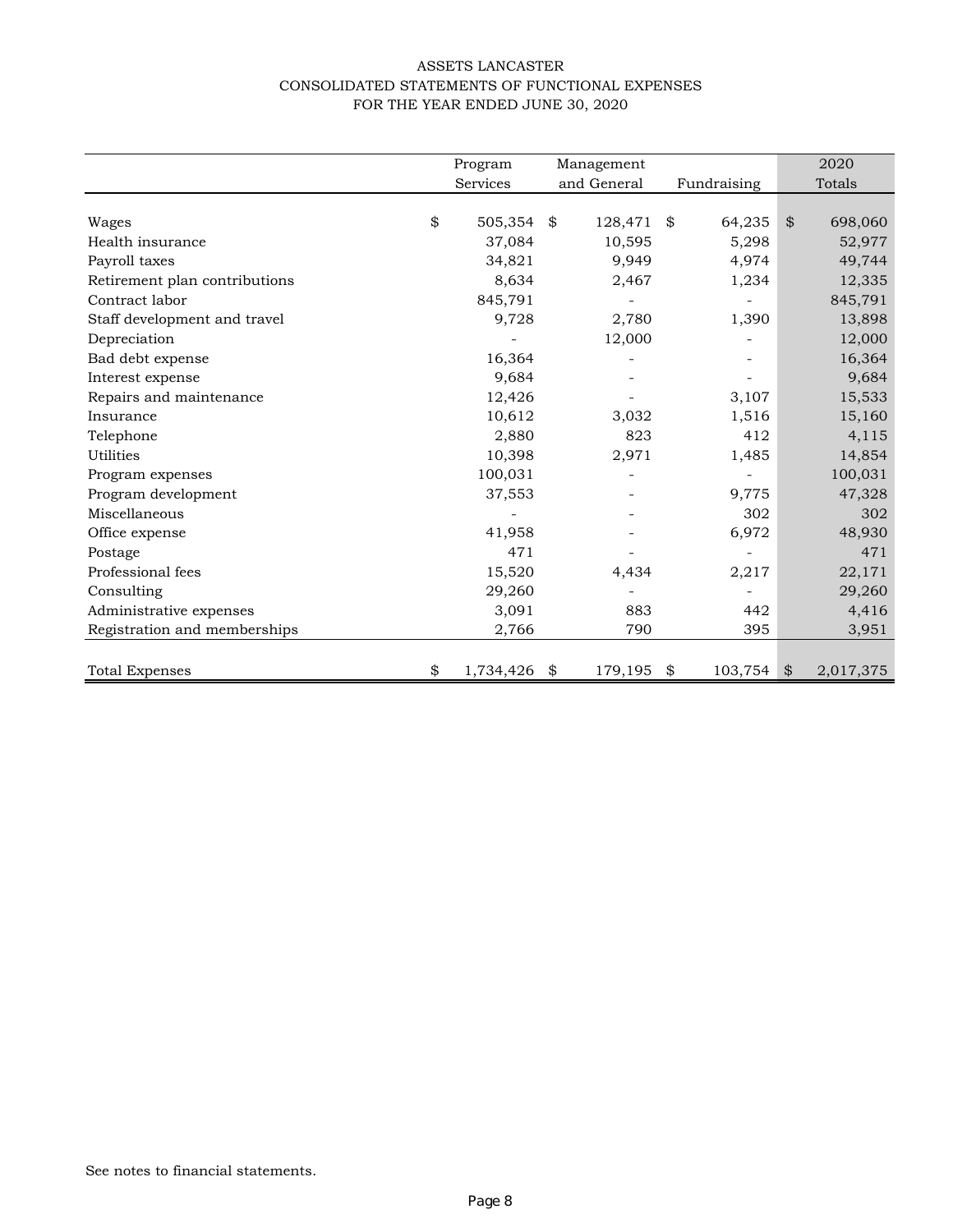ASSETS LANCASTER
CONSOLIDATED STATEMENTS OF FUNCTIONAL EXPENSES
FOR THE YEAR ENDED JUNE 30, 2020

| | Program Services | Management and General | Fundraising | 2020 Totals |
|---|---|---|---|---|
| Wages | $ 505,354 | $ 128,471 | $ 64,235 | $ 698,060 |
| Health insurance | 37,084 | 10,595 | 5,298 | 52,977 |
| Payroll taxes | 34,821 | 9,949 | 4,974 | 49,744 |
| Retirement plan contributions | 8,634 | 2,467 | 1,234 | 12,335 |
| Contract labor | 845,791 | - | - | 845,791 |
| Staff development and travel | 9,728 | 2,780 | 1,390 | 13,898 |
| Depreciation | - | 12,000 | - | 12,000 |
| Bad debt expense | 16,364 | - | - | 16,364 |
| Interest expense | 9,684 | - | - | 9,684 |
| Repairs and maintenance | 12,426 | - | 3,107 | 15,533 |
| Insurance | 10,612 | 3,032 | 1,516 | 15,160 |
| Telephone | 2,880 | 823 | 412 | 4,115 |
| Utilities | 10,398 | 2,971 | 1,485 | 14,854 |
| Program expenses | 100,031 | - | - | 100,031 |
| Program development | 37,553 | - | 9,775 | 47,328 |
| Miscellaneous | - | - | 302 | 302 |
| Office expense | 41,958 | - | 6,972 | 48,930 |
| Postage | 471 | - | - | 471 |
| Professional fees | 15,520 | 4,434 | 2,217 | 22,171 |
| Consulting | 29,260 | - | - | 29,260 |
| Administrative expenses | 3,091 | 883 | 442 | 4,416 |
| Registration and memberships | 2,766 | 790 | 395 | 3,951 |
| Total Expenses | $ 1,734,426 | $ 179,195 | $ 103,754 | $ 2,017,375 |

See notes to financial statements.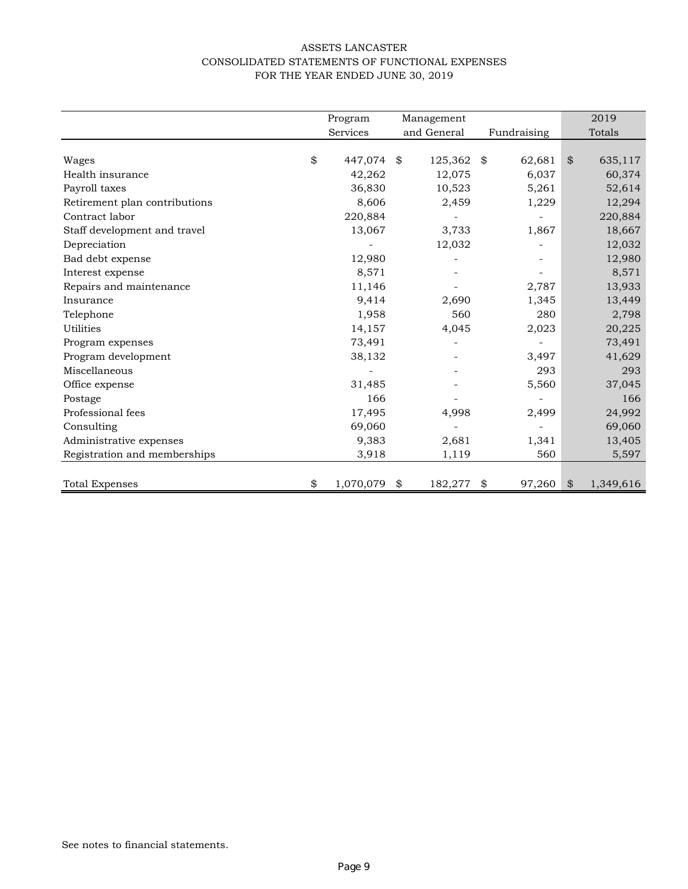# ASSETS LANCASTER
## CONSOLIDATED STATEMENTS OF FUNCTIONAL EXPENSES
### FOR THE YEAR ENDED JUNE 30, 2019

| | Program Services | Management and General | Fundraising | 2019 Totals |
|---|---|---|---|---|
| Wages | $ 447,074 | $ 125,362 | $ 62,681 | $ 635,117 |
| Health insurance | 42,262 | 12,075 | 6,037 | 60,374 |
| Payroll taxes | 36,830 | 10,523 | 5,261 | 52,614 |
| Retirement plan contributions | 8,606 | 2,459 | 1,229 | 12,294 |
| Contract labor | 220,884 | - | - | 220,884 |
| Staff development and travel | 13,067 | 3,733 | 1,867 | 18,667 |
| Depreciation | - | 12,032 | - | 12,032 |
| Bad debt expense | 12,980 | - | - | 12,980 |
| Interest expense | 8,571 | - | - | 8,571 |
| Repairs and maintenance | 11,146 | - | 2,787 | 13,933 |
| Insurance | 9,414 | 2,690 | 1,345 | 13,449 |
| Telephone | 1,958 | 560 | 280 | 2,798 |
| Utilities | 14,157 | 4,045 | 2,023 | 20,225 |
| Program expenses | 73,491 | - | - | 73,491 |
| Program development | 38,132 | - | 3,497 | 41,629 |
| Miscellaneous | - | - | 293 | 293 |
| Office expense | 31,485 | - | 5,560 | 37,045 |
| Postage | 166 | - | - | 166 |
| Professional fees | 17,495 | 4,998 | 2,499 | 24,992 |
| Consulting | 69,060 | - | - | 69,060 |
| Administrative expenses | 9,383 | 2,681 | 1,341 | 13,405 |
| Registration and memberships | 3,918 | 1,119 | 560 | 5,597 |
| Total Expenses | $ 1,070,079 | $ 182,277 | $ 97,260 | $ 1,349,616 |

See notes to financial statements.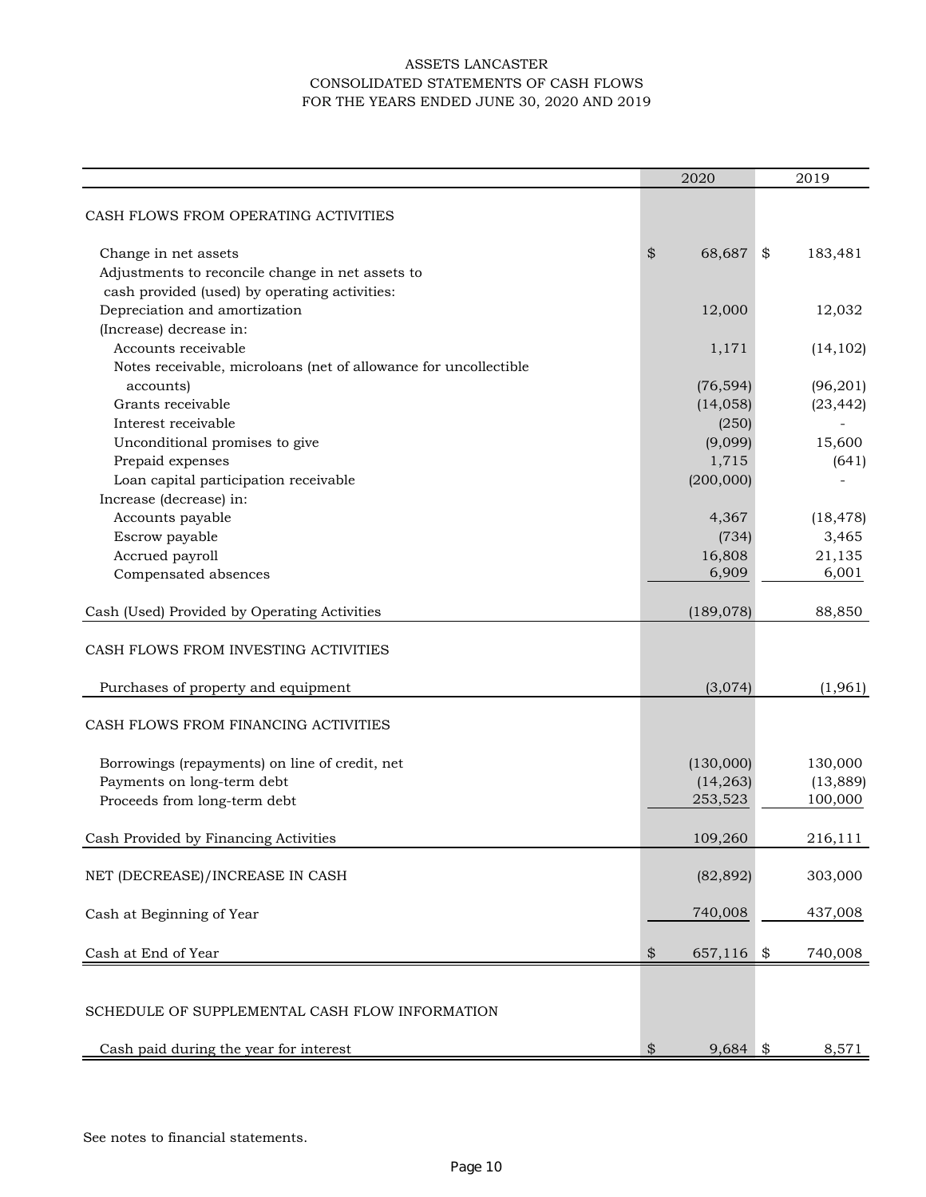# ASSETS LANCASTER
## CONSOLIDATED STATEMENTS OF CASH FLOWS
### FOR THE YEARS ENDED JUNE 30, 2020 AND 2019

| | 2020 | 2019 |
|---|---|---|
| CASH FLOWS FROM OPERATING ACTIVITIES | | |
| Change in net assets | $ 68,687 | $ 183,481 |
| Adjustments to reconcile change in net assets to cash provided (used) by operating activities: | | |
| Depreciation and amortization | 12,000 | 12,032 |
| (Increase) decrease in: | | |
| Accounts receivable | 1,171 | (14,102) |
| Notes receivable, microloans (net of allowance for uncollectible accounts) | (76,594) | (96,201) |
| Grants receivable | (14,058) | (23,442) |
| Interest receivable | (250) | - |
| Unconditional promises to give | (9,099) | 15,600 |
| Prepaid expenses | 1,715 | (641) |
| Loan capital participation receivable | (200,000) | - |
| Increase (decrease) in: | | |
| Accounts payable | 4,367 | (18,478) |
| Escrow payable | (734) | 3,465 |
| Accrued payroll | 16,808 | 21,135 |
| Compensated absences | 6,909 | 6,001 |
| Cash (Used) Provided by Operating Activities | (189,078) | 88,850 |
| CASH FLOWS FROM INVESTING ACTIVITIES | | |
| Purchases of property and equipment | (3,074) | (1,961) |
| CASH FLOWS FROM FINANCING ACTIVITIES | | |
| Borrowings (repayments) on line of credit, net | (130,000) | 130,000 |
| Payments on long-term debt | (14,263) | (13,889) |
| Proceeds from long-term debt | 253,523 | 100,000 |
| Cash Provided by Financing Activities | 109,260 | 216,111 |
| NET (DECREASE)/INCREASE IN CASH | (82,892) | 303,000 |
| Cash at Beginning of Year | 740,008 | 437,008 |
| Cash at End of Year | $ 657,116 | $ 740,008 |
| SCHEDULE OF SUPPLEMENTAL CASH FLOW INFORMATION | | |
| Cash paid during the year for interest | $ 9,684 | $ 8,571 |

See notes to financial statements.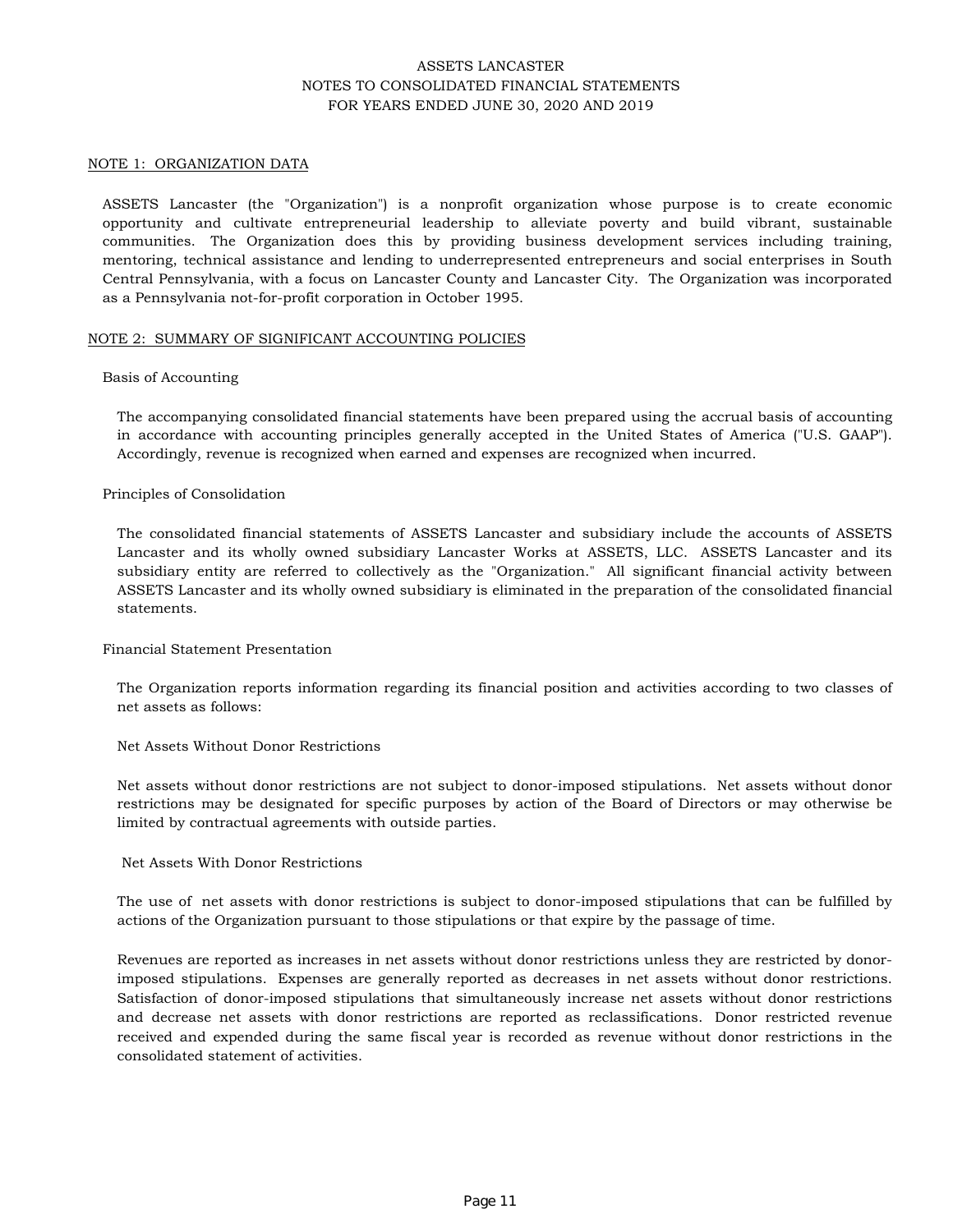# ASSETS LANCASTER
## NOTES TO CONSOLIDATED FINANCIAL STATEMENTS
## FOR YEARS ENDED JUNE 30, 2020 AND 2019

### NOTE 1: ORGANIZATION DATA

ASSETS Lancaster (the "Organization") is a nonprofit organization whose purpose is to create economic opportunity and cultivate entrepreneurial leadership to alleviate poverty and build vibrant, sustainable communities. The Organization does this by providing business development services including training, mentoring, technical assistance and lending to underrepresented entrepreneurs and social enterprises in South Central Pennsylvania, with a focus on Lancaster County and Lancaster City. The Organization was incorporated as a Pennsylvania not-for-profit corporation in October 1995.

### NOTE 2: SUMMARY OF SIGNIFICANT ACCOUNTING POLICIES

#### Basis of Accounting

The accompanying consolidated financial statements have been prepared using the accrual basis of accounting in accordance with accounting principles generally accepted in the United States of America ("U.S. GAAP"). Accordingly, revenue is recognized when earned and expenses are recognized when incurred.

#### Principles of Consolidation

The consolidated financial statements of ASSETS Lancaster and subsidiary include the accounts of ASSETS Lancaster and its wholly owned subsidiary Lancaster Works at ASSETS, LLC. ASSETS Lancaster and its subsidiary entity are referred to collectively as the "Organization." All significant financial activity between ASSETS Lancaster and its wholly owned subsidiary is eliminated in the preparation of the consolidated financial statements.

#### Financial Statement Presentation

The Organization reports information regarding its financial position and activities according to two classes of net assets as follows:

Net Assets Without Donor Restrictions

Net assets without donor restrictions are not subject to donor-imposed stipulations. Net assets without donor restrictions may be designated for specific purposes by action of the Board of Directors or may otherwise be limited by contractual agreements with outside parties.

Net Assets With Donor Restrictions

The use of net assets with donor restrictions is subject to donor-imposed stipulations that can be fulfilled by actions of the Organization pursuant to those stipulations or that expire by the passage of time.

Revenues are reported as increases in net assets without donor restrictions unless they are restricted by donor-imposed stipulations. Expenses are generally reported as decreases in net assets without donor restrictions. Satisfaction of donor-imposed stipulations that simultaneously increase net assets without donor restrictions and decrease net assets with donor restrictions are reported as reclassifications. Donor restricted revenue received and expended during the same fiscal year is recorded as revenue without donor restrictions in the consolidated statement of activities.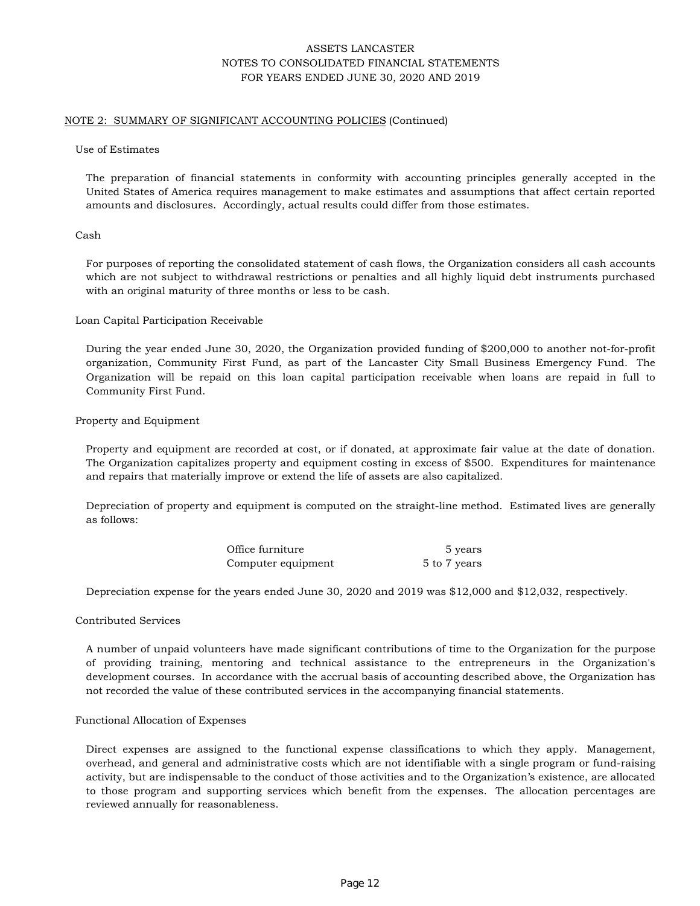ASSETS LANCASTER
NOTES TO CONSOLIDATED FINANCIAL STATEMENTS
FOR YEARS ENDED JUNE 30, 2020 AND 2019

NOTE 2: SUMMARY OF SIGNIFICANT ACCOUNTING POLICIES (Continued)

Use of Estimates

The preparation of financial statements in conformity with accounting principles generally accepted in the United States of America requires management to make estimates and assumptions that affect certain reported amounts and disclosures. Accordingly, actual results could differ from those estimates.

Cash

For purposes of reporting the consolidated statement of cash flows, the Organization considers all cash accounts which are not subject to withdrawal restrictions or penalties and all highly liquid debt instruments purchased with an original maturity of three months or less to be cash.

Loan Capital Participation Receivable

During the year ended June 30, 2020, the Organization provided funding of $200,000 to another not-for-profit organization, Community First Fund, as part of the Lancaster City Small Business Emergency Fund. The Organization will be repaid on this loan capital participation receivable when loans are repaid in full to Community First Fund.

Property and Equipment

Property and equipment are recorded at cost, or if donated, at approximate fair value at the date of donation. The Organization capitalizes property and equipment costing in excess of $500. Expenditures for maintenance and repairs that materially improve or extend the life of assets are also capitalized.

Depreciation of property and equipment is computed on the straight-line method. Estimated lives are generally as follows:

| | |
|---|---|
| Office furniture | 5 years |
| Computer equipment | 5 to 7 years |

Depreciation expense for the years ended June 30, 2020 and 2019 was $12,000 and $12,032, respectively.

Contributed Services

A number of unpaid volunteers have made significant contributions of time to the Organization for the purpose of providing training, mentoring and technical assistance to the entrepreneurs in the Organization's development courses. In accordance with the accrual basis of accounting described above, the Organization has not recorded the value of these contributed services in the accompanying financial statements.

Functional Allocation of Expenses

Direct expenses are assigned to the functional expense classifications to which they apply. Management, overhead, and general and administrative costs which are not identifiable with a single program or fund-raising activity, but are indispensable to the conduct of those activities and to the Organization's existence, are allocated to those program and supporting services which benefit from the expenses. The allocation percentages are reviewed annually for reasonableness.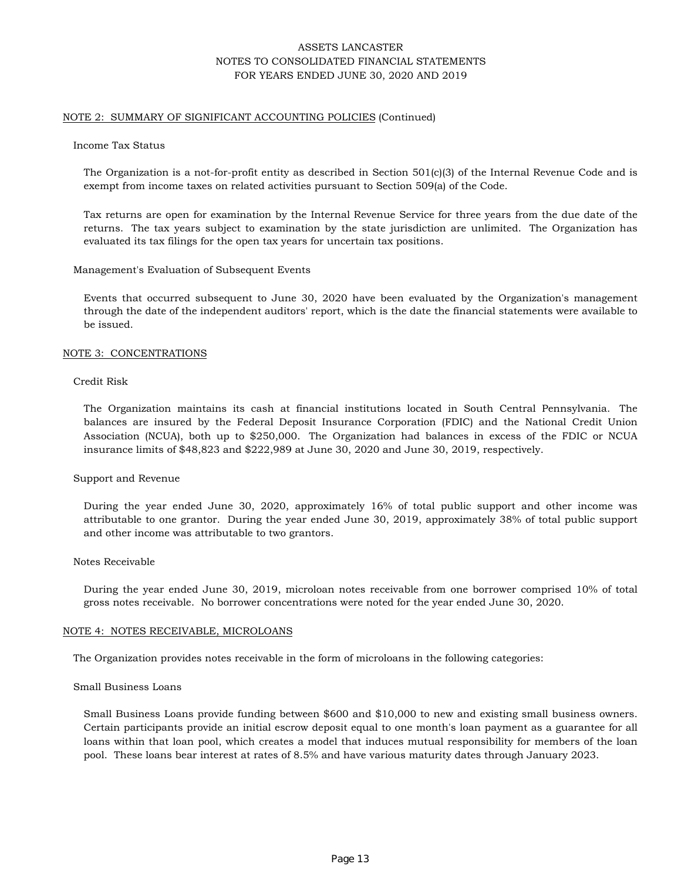## NOTE 2: SUMMARY OF SIGNIFICANT ACCOUNTING POLICIES (Continued)

### Income Tax Status

The Organization is a not-for-profit entity as described in Section 501(c)(3) of the Internal Revenue Code and is exempt from income taxes on related activities pursuant to Section 509(a) of the Code.

Tax returns are open for examination by the Internal Revenue Service for three years from the due date of the returns. The tax years subject to examination by the state jurisdiction are unlimited. The Organization has evaluated its tax filings for the open tax years for uncertain tax positions.

### Management's Evaluation of Subsequent Events

Events that occurred subsequent to June 30, 2020 have been evaluated by the Organization's management through the date of the independent auditors' report, which is the date the financial statements were available to be issued.

## NOTE 3: CONCENTRATIONS

### Credit Risk

The Organization maintains its cash at financial institutions located in South Central Pennsylvania. The balances are insured by the Federal Deposit Insurance Corporation (FDIC) and the National Credit Union Association (NCUA), both up to $250,000. The Organization had balances in excess of the FDIC or NCUA insurance limits of $48,823 and $222,989 at June 30, 2020 and June 30, 2019, respectively.

### Support and Revenue

During the year ended June 30, 2020, approximately 16% of total public support and other income was attributable to one grantor. During the year ended June 30, 2019, approximately 38% of total public support and other income was attributable to two grantors.

### Notes Receivable

During the year ended June 30, 2019, microloan notes receivable from one borrower comprised 10% of total gross notes receivable. No borrower concentrations were noted for the year ended June 30, 2020.

## NOTE 4: NOTES RECEIVABLE, MICROLOANS

The Organization provides notes receivable in the form of microloans in the following categories:

### Small Business Loans

Small Business Loans provide funding between $600 and $10,000 to new and existing small business owners. Certain participants provide an initial escrow deposit equal to one month's loan payment as a guarantee for all loans within that loan pool, which creates a model that induces mutual responsibility for members of the loan pool. These loans bear interest at rates of 8.5% and have various maturity dates through January 2023.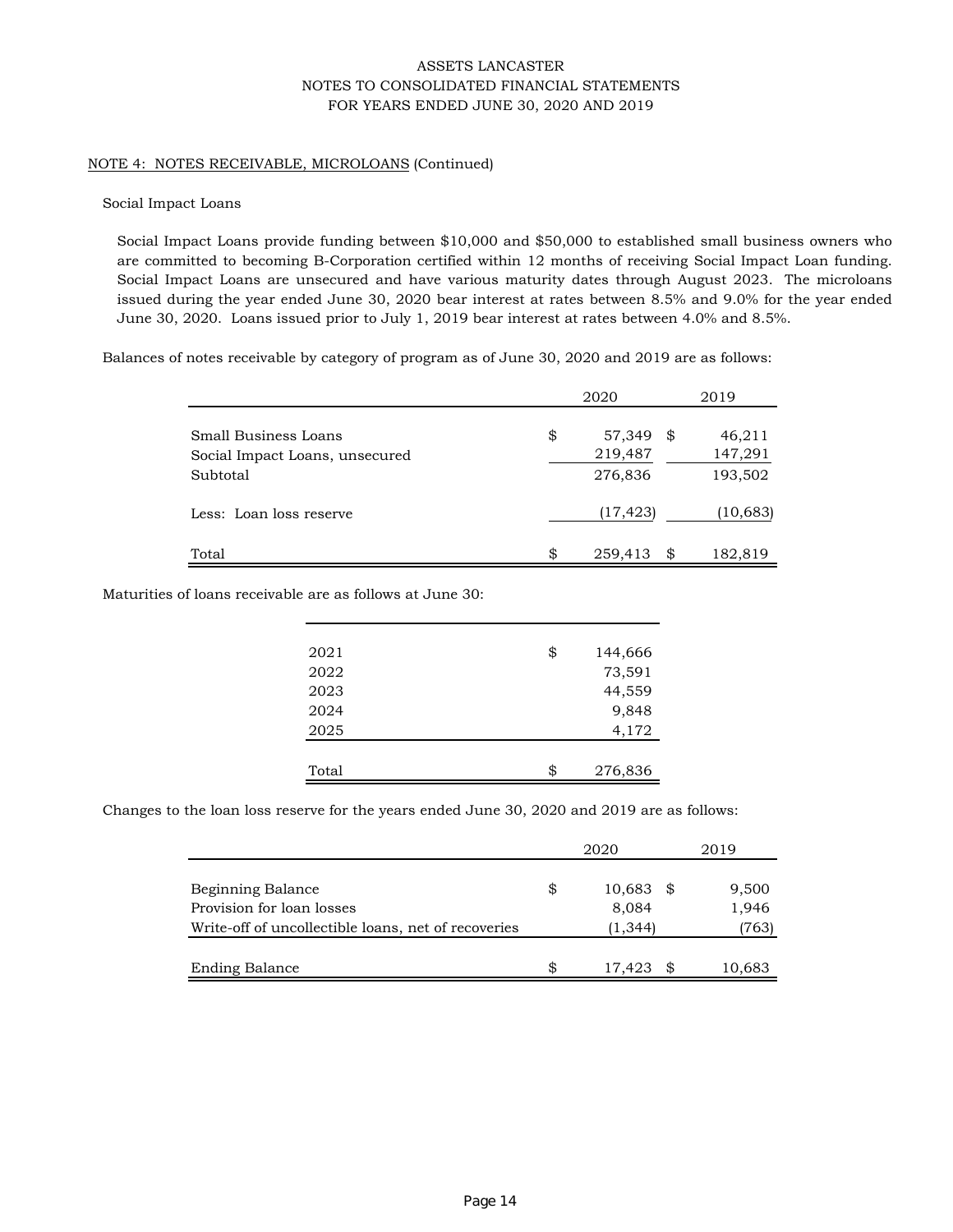NOTE 4: NOTES RECEIVABLE, MICROLOANS (Continued)

Social Impact Loans

Social Impact Loans provide funding between $10,000 and $50,000 to established small business owners who are committed to becoming B-Corporation certified within 12 months of receiving Social Impact Loan funding. Social Impact Loans are unsecured and have various maturity dates through August 2023. The microloans issued during the year ended June 30, 2020 bear interest at rates between 8.5% and 9.0% for the year ended June 30, 2020. Loans issued prior to July 1, 2019 bear interest at rates between 4.0% and 8.5%.

Balances of notes receivable by category of program as of June 30, 2020 and 2019 are as follows:

| | 2020 | 2019 |
|---|---|---|
| Small Business Loans | $ 57,349 | $ 46,211 |
| Social Impact Loans, unsecured | 219,487 | 147,291 |
| Subtotal | 276,836 | 193,502 |
| Less: Loan loss reserve | (17,423) | (10,683) |
| Total | $ 259,413 | $ 182,819 |

Maturities of loans receivable are as follows at June 30:

| | |
|---|---|
| 2021 | $ 144,666 |
| 2022 | 73,591 |
| 2023 | 44,559 |
| 2024 | 9,848 |
| 2025 | 4,172 |
| Total | $ 276,836 |

Changes to the loan loss reserve for the years ended June 30, 2020 and 2019 are as follows:

| | 2020 | 2019 |
|---|---|---|
| Beginning Balance | $ 10,683 | $ 9,500 |
| Provision for loan losses | 8,084 | 1,946 |
| Write-off of uncollectible loans, net of recoveries | (1,344) | (763) |
| Ending Balance | $ 17,423 | $ 10,683 |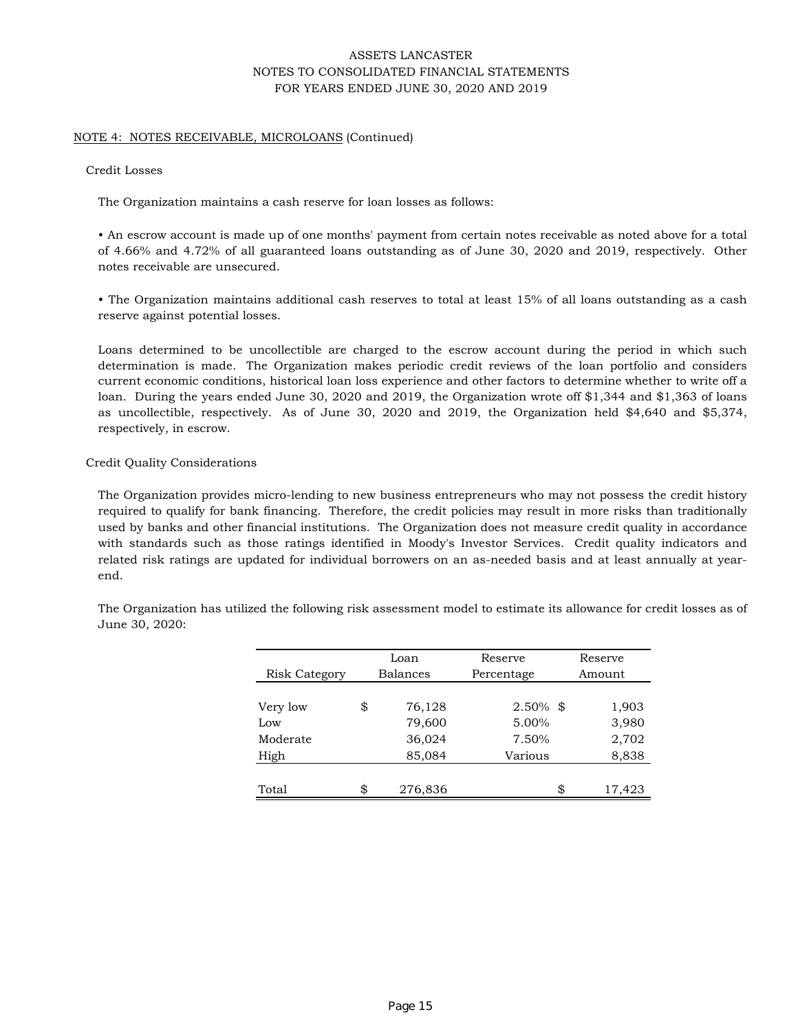ASSETS LANCASTER
NOTES TO CONSOLIDATED FINANCIAL STATEMENTS
FOR YEARS ENDED JUNE 30, 2020 AND 2019

## NOTE 4: NOTES RECEIVABLE, MICROLOANS (Continued)

### Credit Losses

The Organization maintains a cash reserve for loan losses as follows:

• An escrow account is made up of one months' payment from certain notes receivable as noted above for a total of 4.66% and 4.72% of all guaranteed loans outstanding as of June 30, 2020 and 2019, respectively. Other notes receivable are unsecured.

• The Organization maintains additional cash reserves to total at least 15% of all loans outstanding as a cash reserve against potential losses.

Loans determined to be uncollectible are charged to the escrow account during the period in which such determination is made. The Organization makes periodic credit reviews of the loan portfolio and considers current economic conditions, historical loan loss experience and other factors to determine whether to write off a loan. During the years ended June 30, 2020 and 2019, the Organization wrote off $1,344 and $1,363 of loans as uncollectible, respectively. As of June 30, 2020 and 2019, the Organization held $4,640 and $5,374, respectively, in escrow.

### Credit Quality Considerations

The Organization provides micro-lending to new business entrepreneurs who may not possess the credit history required to qualify for bank financing. Therefore, the credit policies may result in more risks than traditionally used by banks and other financial institutions. The Organization does not measure credit quality in accordance with standards such as those ratings identified in Moody's Investor Services. Credit quality indicators and related risk ratings are updated for individual borrowers on an as-needed basis and at least annually at year-end.

The Organization has utilized the following risk assessment model to estimate its allowance for credit losses as of June 30, 2020:

| Risk Category | Loan Balances | Reserve Percentage | Reserve Amount |
|---|---|---|---|
| Very low | $ 76,128 | 2.50% | $ 1,903 |
| Low | 79,600 | 5.00% | 3,980 |
| Moderate | 36,024 | 7.50% | 2,702 |
| High | 85,084 | Various | 8,838 |
| Total | $ 276,836 | | $ 17,423 |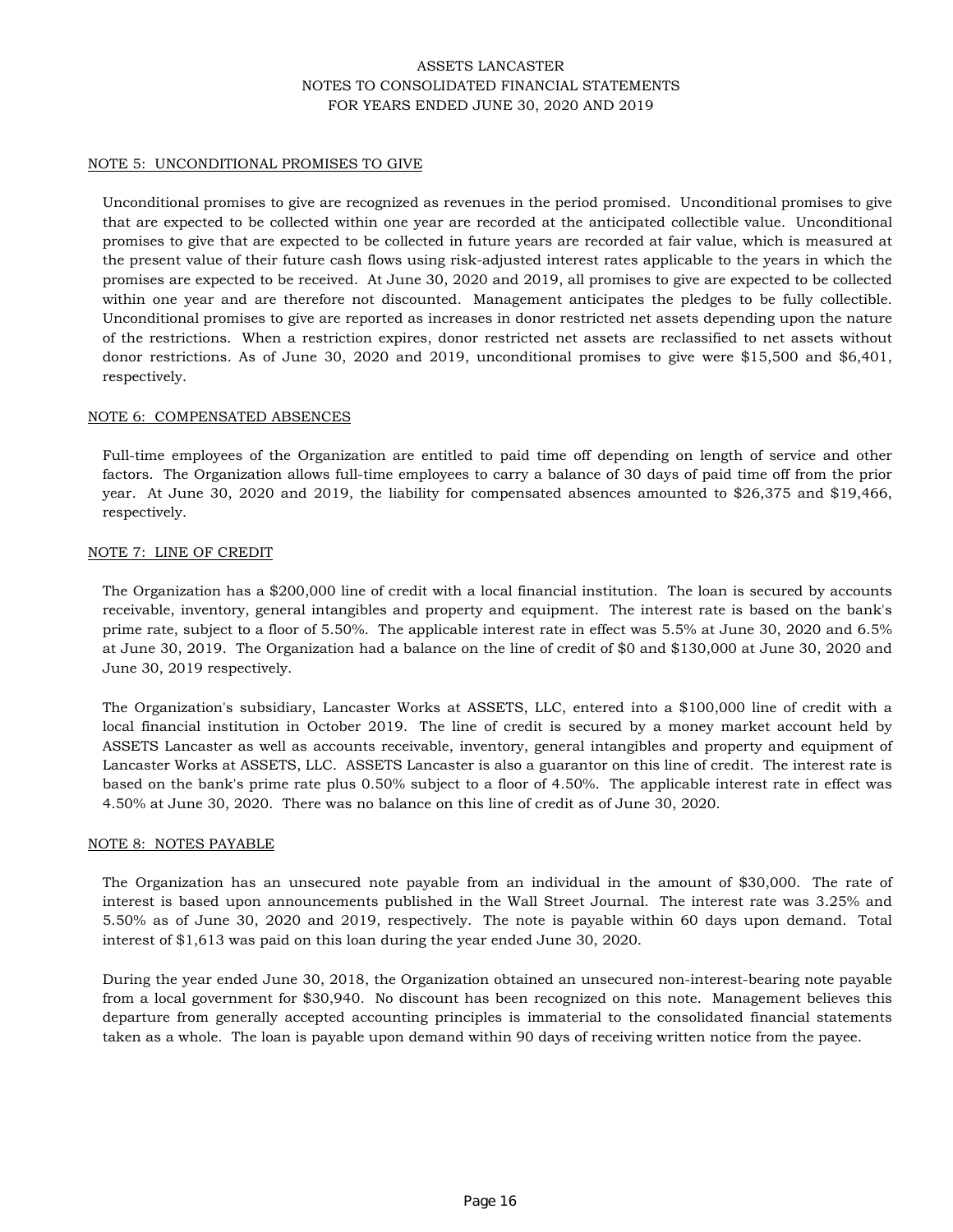## NOTE 5: UNCONDITIONAL PROMISES TO GIVE

Unconditional promises to give are recognized as revenues in the period promised. Unconditional promises to give that are expected to be collected within one year are recorded at the anticipated collectible value. Unconditional promises to give that are expected to be collected in future years are recorded at fair value, which is measured at the present value of their future cash flows using risk-adjusted interest rates applicable to the years in which the promises are expected to be received. At June 30, 2020 and 2019, all promises to give are expected to be collected within one year and are therefore not discounted. Management anticipates the pledges to be fully collectible. Unconditional promises to give are reported as increases in donor restricted net assets depending upon the nature of the restrictions. When a restriction expires, donor restricted net assets are reclassified to net assets without donor restrictions. As of June 30, 2020 and 2019, unconditional promises to give were $15,500 and $6,401, respectively.

## NOTE 6: COMPENSATED ABSENCES

Full-time employees of the Organization are entitled to paid time off depending on length of service and other factors. The Organization allows full-time employees to carry a balance of 30 days of paid time off from the prior year. At June 30, 2020 and 2019, the liability for compensated absences amounted to $26,375 and $19,466, respectively.

## NOTE 7: LINE OF CREDIT

The Organization has a $200,000 line of credit with a local financial institution. The loan is secured by accounts receivable, inventory, general intangibles and property and equipment. The interest rate is based on the bank's prime rate, subject to a floor of 5.50%. The applicable interest rate in effect was 5.5% at June 30, 2020 and 6.5% at June 30, 2019. The Organization had a balance on the line of credit of $0 and $130,000 at June 30, 2020 and June 30, 2019 respectively.

The Organization's subsidiary, Lancaster Works at ASSETS, LLC, entered into a $100,000 line of credit with a local financial institution in October 2019. The line of credit is secured by a money market account held by ASSETS Lancaster as well as accounts receivable, inventory, general intangibles and property and equipment of Lancaster Works at ASSETS, LLC. ASSETS Lancaster is also a guarantor on this line of credit. The interest rate is based on the bank's prime rate plus 0.50% subject to a floor of 4.50%. The applicable interest rate in effect was 4.50% at June 30, 2020. There was no balance on this line of credit as of June 30, 2020.

## NOTE 8: NOTES PAYABLE

The Organization has an unsecured note payable from an individual in the amount of $30,000. The rate of interest is based upon announcements published in the Wall Street Journal. The interest rate was 3.25% and 5.50% as of June 30, 2020 and 2019, respectively. The note is payable within 60 days upon demand. Total interest of $1,613 was paid on this loan during the year ended June 30, 2020.

During the year ended June 30, 2018, the Organization obtained an unsecured non-interest-bearing note payable from a local government for $30,940. No discount has been recognized on this note. Management believes this departure from generally accepted accounting principles is immaterial to the consolidated financial statements taken as a whole. The loan is payable upon demand within 90 days of receiving written notice from the payee.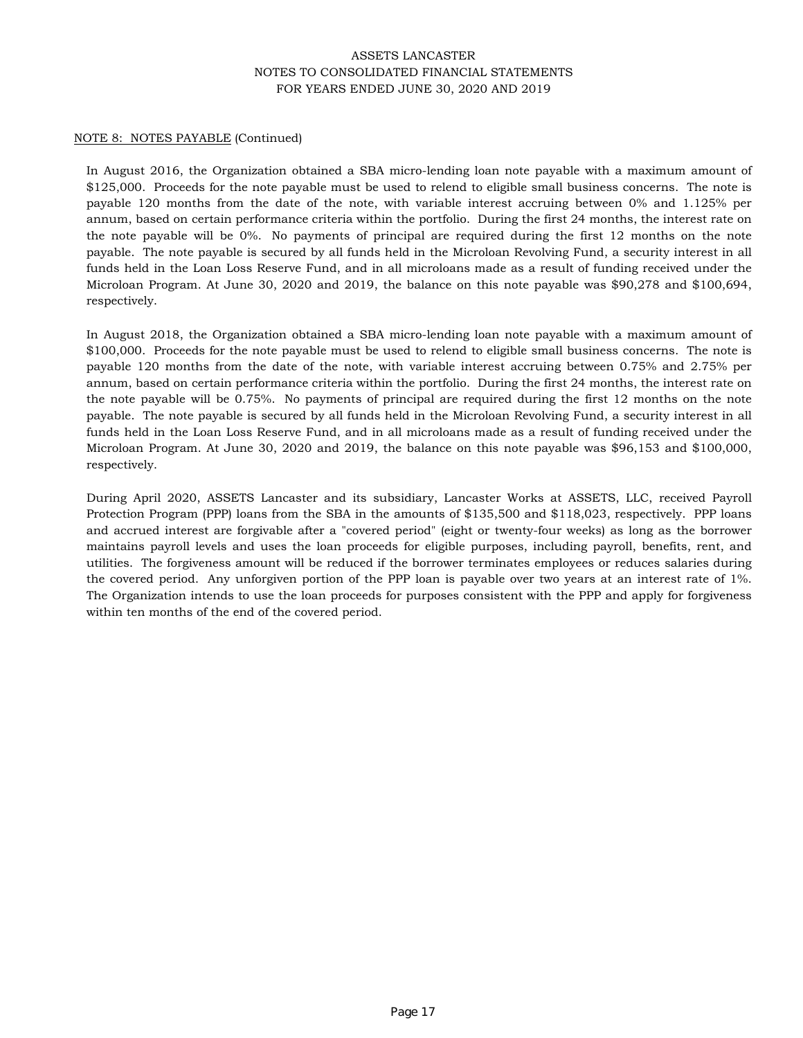NOTE 8: NOTES PAYABLE (Continued)

In August 2016, the Organization obtained a SBA micro-lending loan note payable with a maximum amount of $125,000. Proceeds for the note payable must be used to relend to eligible small business concerns. The note is payable 120 months from the date of the note, with variable interest accruing between 0% and 1.125% per annum, based on certain performance criteria within the portfolio. During the first 24 months, the interest rate on the note payable will be 0%. No payments of principal are required during the first 12 months on the note payable. The note payable is secured by all funds held in the Microloan Revolving Fund, a security interest in all funds held in the Loan Loss Reserve Fund, and in all microloans made as a result of funding received under the Microloan Program. At June 30, 2020 and 2019, the balance on this note payable was $90,278 and $100,694, respectively.

In August 2018, the Organization obtained a SBA micro-lending loan note payable with a maximum amount of $100,000. Proceeds for the note payable must be used to relend to eligible small business concerns. The note is payable 120 months from the date of the note, with variable interest accruing between 0.75% and 2.75% per annum, based on certain performance criteria within the portfolio. During the first 24 months, the interest rate on the note payable will be 0.75%. No payments of principal are required during the first 12 months on the note payable. The note payable is secured by all funds held in the Microloan Revolving Fund, a security interest in all funds held in the Loan Loss Reserve Fund, and in all microloans made as a result of funding received under the Microloan Program. At June 30, 2020 and 2019, the balance on this note payable was $96,153 and $100,000, respectively.

During April 2020, ASSETS Lancaster and its subsidiary, Lancaster Works at ASSETS, LLC, received Payroll Protection Program (PPP) loans from the SBA in the amounts of $135,500 and $118,023, respectively. PPP loans and accrued interest are forgivable after a "covered period" (eight or twenty-four weeks) as long as the borrower maintains payroll levels and uses the loan proceeds for eligible purposes, including payroll, benefits, rent, and utilities. The forgiveness amount will be reduced if the borrower terminates employees or reduces salaries during the covered period. Any unforgiven portion of the PPP loan is payable over two years at an interest rate of 1%. The Organization intends to use the loan proceeds for purposes consistent with the PPP and apply for forgiveness within ten months of the end of the covered period.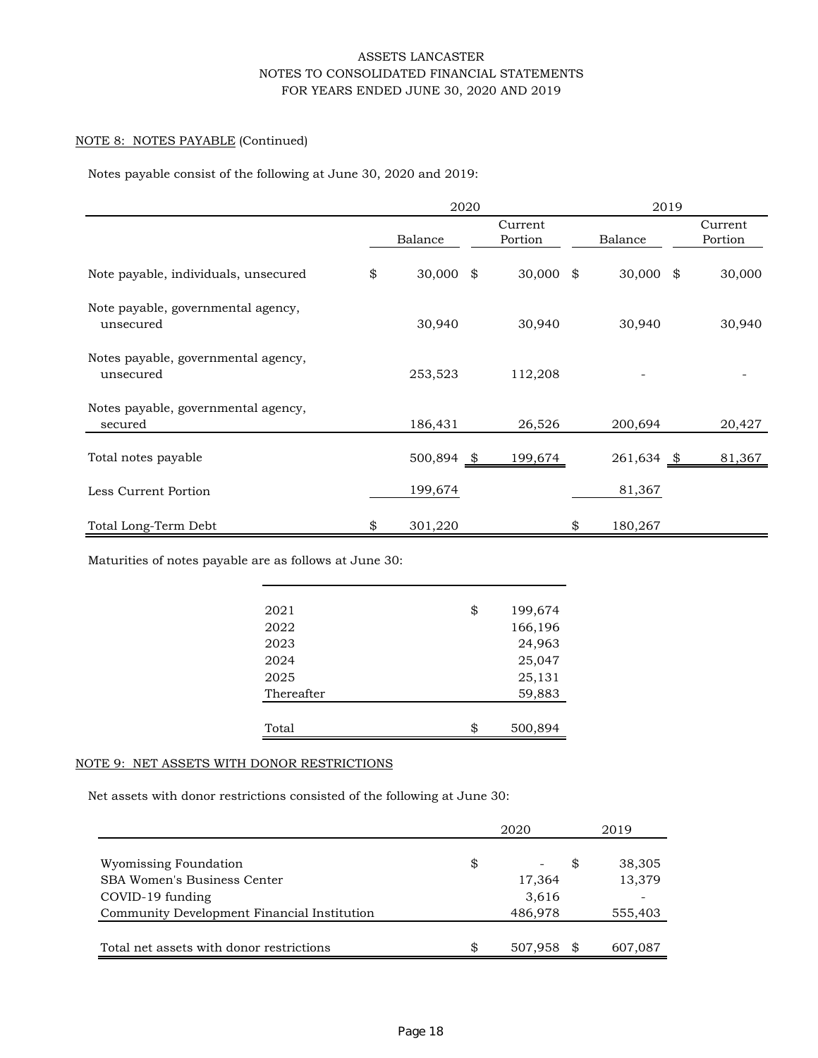ASSETS LANCASTER
NOTES TO CONSOLIDATED FINANCIAL STATEMENTS
FOR YEARS ENDED JUNE 30, 2020 AND 2019

## NOTE 8: NOTES PAYABLE (Continued)

Notes payable consist of the following at June 30, 2020 and 2019:

| | 2020 | | 2019 | |
|---|---|---|---|---|
| | Balance | Current Portion | Balance | Current Portion |
| Note payable, individuals, unsecured | $ 30,000 | $ 30,000 | $ 30,000 | $ 30,000 |
| Note payable, governmental agency, unsecured | 30,940 | 30,940 | 30,940 | 30,940 |
| Notes payable, governmental agency, unsecured | 253,523 | 112,208 | - | - |
| Notes payable, governmental agency, secured | 186,431 | 26,526 | 200,694 | 20,427 |
| Total notes payable | 500,894 | $ 199,674 | 261,634 | $ 81,367 |
| Less Current Portion | 199,674 | | 81,367 | |
| Total Long-Term Debt | $ 301,220 | | $ 180,267 | |

Maturities of notes payable are as follows at June 30:

| | |
|---|---|
| 2021 | $ 199,674 |
| 2022 | 166,196 |
| 2023 | 24,963 |
| 2024 | 25,047 |
| 2025 | 25,131 |
| Thereafter | 59,883 |
| Total | $ 500,894 |

## NOTE 9: NET ASSETS WITH DONOR RESTRICTIONS

Net assets with donor restrictions consisted of the following at June 30:

| | 2020 | 2019 |
|---|---|---|
| Wyomissing Foundation | $ - | $ 38,305 |
| SBA Women's Business Center | 17,364 | 13,379 |
| COVID-19 funding | 3,616 | - |
| Community Development Financial Institution | 486,978 | 555,403 |
| Total net assets with donor restrictions | $ 507,958 | $ 607,087 |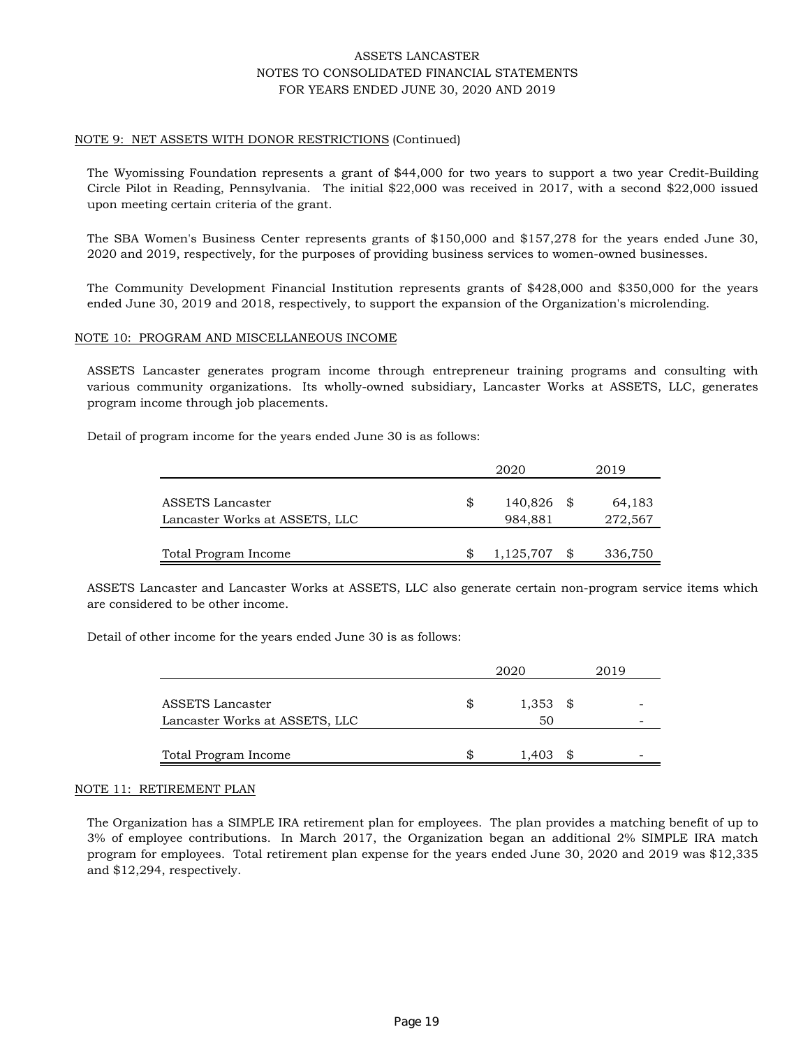## NOTE 9: NET ASSETS WITH DONOR RESTRICTIONS (Continued)

The Wyomissing Foundation represents a grant of $44,000 for two years to support a two year Credit-Building Circle Pilot in Reading, Pennsylvania. The initial $22,000 was received in 2017, with a second $22,000 issued upon meeting certain criteria of the grant.

The SBA Women's Business Center represents grants of $150,000 and $157,278 for the years ended June 30, 2020 and 2019, respectively, for the purposes of providing business services to women-owned businesses.

The Community Development Financial Institution represents grants of $428,000 and $350,000 for the years ended June 30, 2019 and 2018, respectively, to support the expansion of the Organization's microlending.

## NOTE 10: PROGRAM AND MISCELLANEOUS INCOME

ASSETS Lancaster generates program income through entrepreneur training programs and consulting with various community organizations. Its wholly-owned subsidiary, Lancaster Works at ASSETS, LLC, generates program income through job placements.

Detail of program income for the years ended June 30 is as follows:

| | 2020 | 2019 |
|---|---|---|
| ASSETS Lancaster | $ 140,826 | $ 64,183 |
| Lancaster Works at ASSETS, LLC | 984,881 | 272,567 |
| Total Program Income | $ 1,125,707 | $ 336,750 |

ASSETS Lancaster and Lancaster Works at ASSETS, LLC also generate certain non-program service items which are considered to be other income.

Detail of other income for the years ended June 30 is as follows:

| | 2020 | 2019 |
|---|---|---|
| ASSETS Lancaster | $ 1,353 | $ - |
| Lancaster Works at ASSETS, LLC | 50 | - |
| Total Program Income | $ 1,403 | $ - |

## NOTE 11: RETIREMENT PLAN

The Organization has a SIMPLE IRA retirement plan for employees. The plan provides a matching benefit of up to 3% of employee contributions. In March 2017, the Organization began an additional 2% SIMPLE IRA match program for employees. Total retirement plan expense for the years ended June 30, 2020 and 2019 was $12,335 and $12,294, respectively.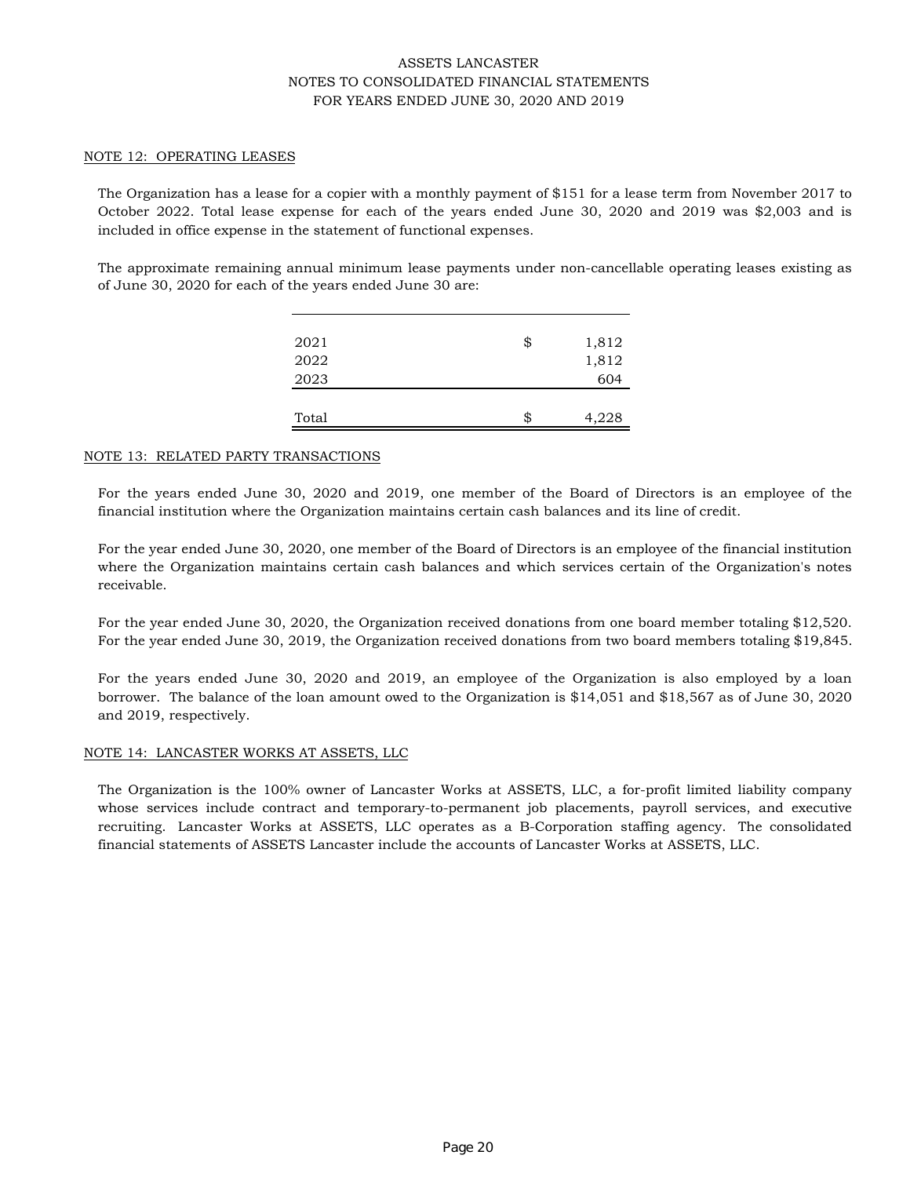ASSETS LANCASTER
NOTES TO CONSOLIDATED FINANCIAL STATEMENTS
FOR YEARS ENDED JUNE 30, 2020 AND 2019

## NOTE 12: OPERATING LEASES

The Organization has a lease for a copier with a monthly payment of $151 for a lease term from November 2017 to October 2022. Total lease expense for each of the years ended June 30, 2020 and 2019 was $2,003 and is included in office expense in the statement of functional expenses.

The approximate remaining annual minimum lease payments under non-cancellable operating leases existing as of June 30, 2020 for each of the years ended June 30 are:

| | | |
|---|---|---|
| 2021 | $ | 1,812 |
| 2022 | | 1,812 |
| 2023 | | 604 |
| Total | $ | 4,228 |

## NOTE 13: RELATED PARTY TRANSACTIONS

For the years ended June 30, 2020 and 2019, one member of the Board of Directors is an employee of the financial institution where the Organization maintains certain cash balances and its line of credit.

For the year ended June 30, 2020, one member of the Board of Directors is an employee of the financial institution where the Organization maintains certain cash balances and which services certain of the Organization's notes receivable.

For the year ended June 30, 2020, the Organization received donations from one board member totaling $12,520. For the year ended June 30, 2019, the Organization received donations from two board members totaling $19,845.

For the years ended June 30, 2020 and 2019, an employee of the Organization is also employed by a loan borrower. The balance of the loan amount owed to the Organization is $14,051 and $18,567 as of June 30, 2020 and 2019, respectively.

## NOTE 14: LANCASTER WORKS AT ASSETS, LLC

The Organization is the 100% owner of Lancaster Works at ASSETS, LLC, a for-profit limited liability company whose services include contract and temporary-to-permanent job placements, payroll services, and executive recruiting. Lancaster Works at ASSETS, LLC operates as a B-Corporation staffing agency. The consolidated financial statements of ASSETS Lancaster include the accounts of Lancaster Works at ASSETS, LLC.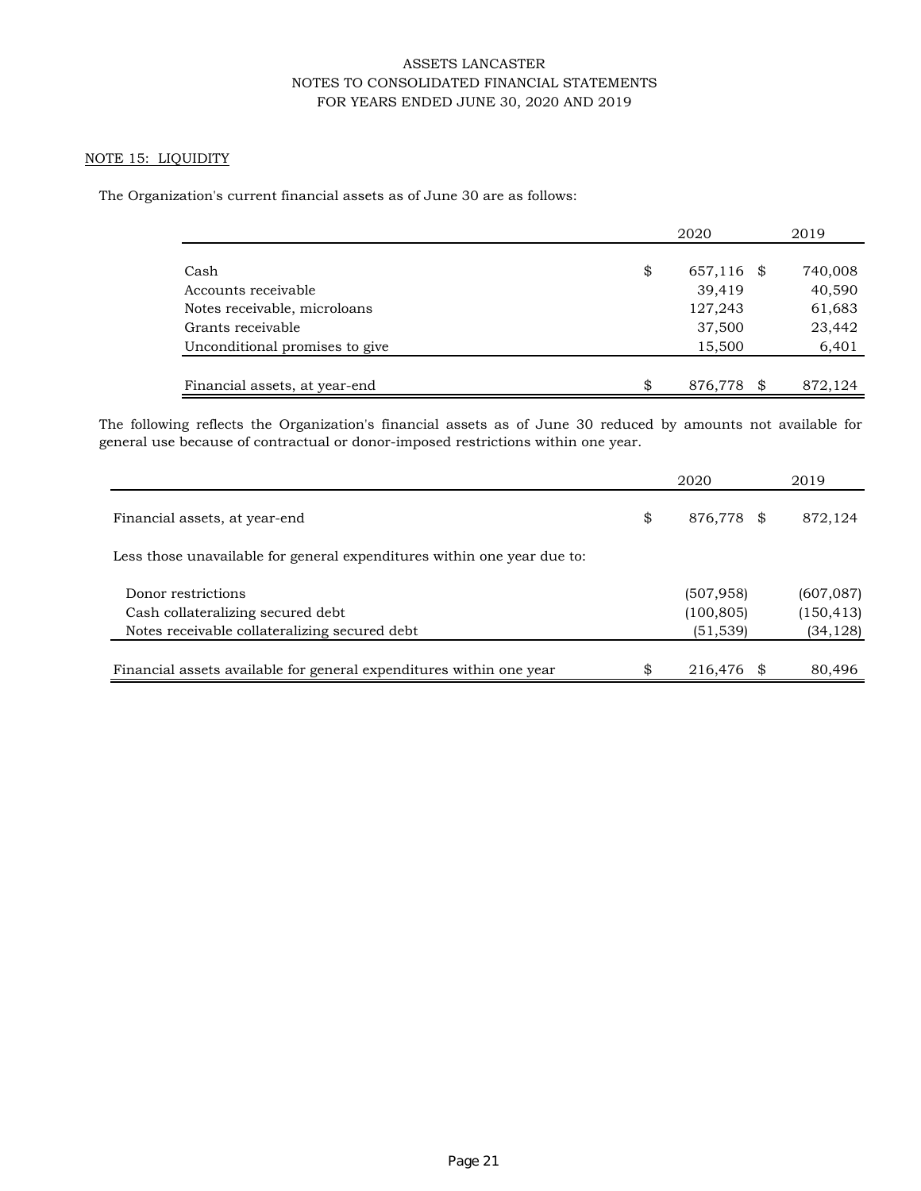## NOTE 15: LIQUIDITY

The Organization's current financial assets as of June 30 are as follows:

| | 2020 | 2019 |
|---|---|---|
| Cash | $ 657,116 | $ 740,008 |
| Accounts receivable | 39,419 | 40,590 |
| Notes receivable, microloans | 127,243 | 61,683 |
| Grants receivable | 37,500 | 23,442 |
| Unconditional promises to give | 15,500 | 6,401 |
| Financial assets, at year-end | $ 876,778 | $ 872,124 |

The following reflects the Organization's financial assets as of June 30 reduced by amounts not available for general use because of contractual or donor-imposed restrictions within one year.

| | 2020 | 2019 |
|---|---|---|
| Financial assets, at year-end | $ 876,778 | $ 872,124 |
| Less those unavailable for general expenditures within one year due to: | | |
| Donor restrictions | (507,958) | (607,087) |
| Cash collateralizing secured debt | (100,805) | (150,413) |
| Notes receivable collateralizing secured debt | (51,539) | (34,128) |
| Financial assets available for general expenditures within one year | $ 216,476 | $ 80,496 |